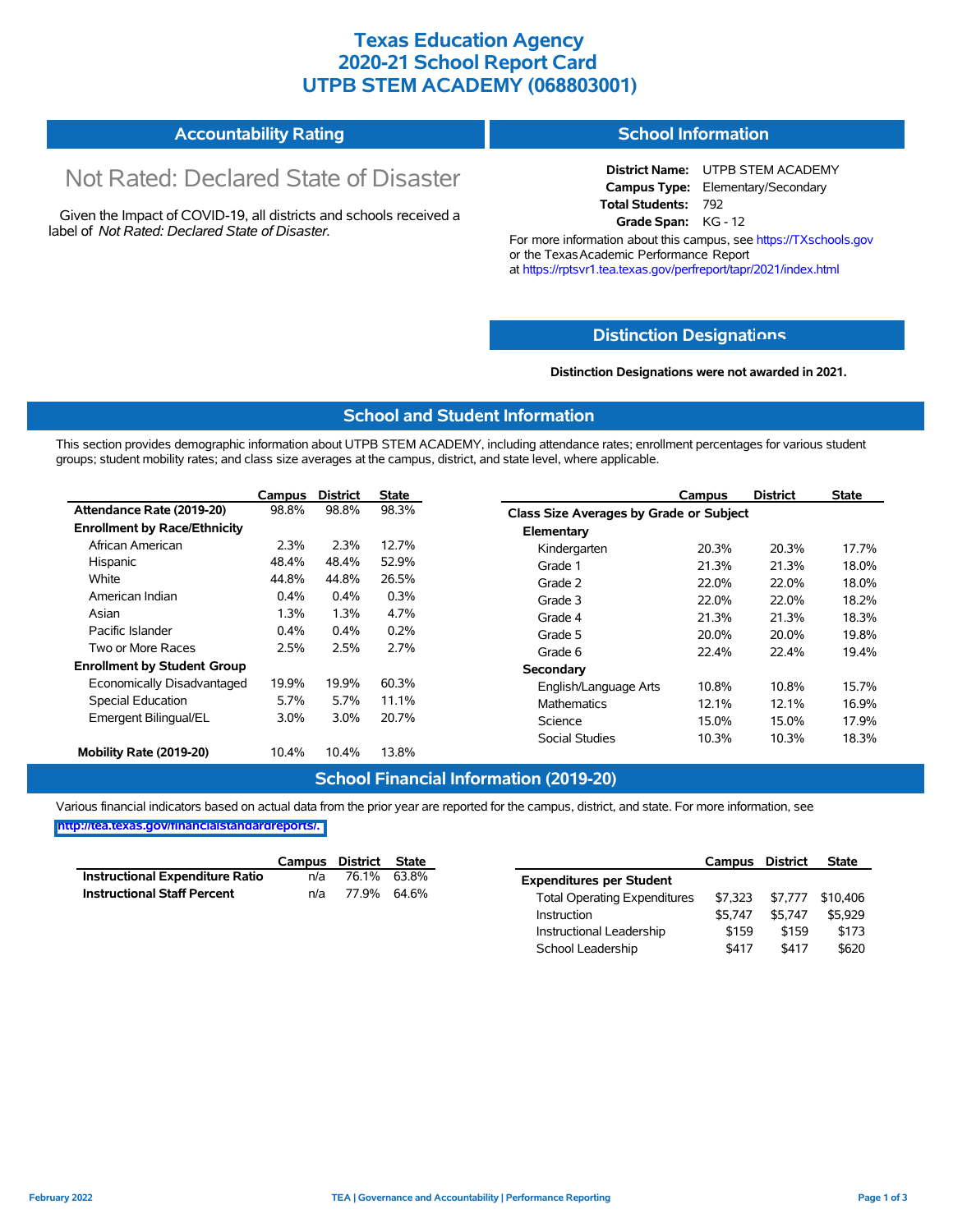# Texas Education Agency
# 2020-21 School Report Card
# UTPB STEM ACADEMY (068803001)

## Accountability Rating

Not Rated: Declared State of Disaster

Given the Impact of COVID-19, all districts and schools received a label of *Not Rated: Declared State of Disaster*.

## School Information

**District Name:** UTPB STEM ACADEMY
**Campus Type:** Elementary/Secondary
**Total Students:** 792
**Grade Span:** KG - 12

For more information about this campus, see https://TXschools.gov or the Texas Academic Performance Report at https://rptsvr1.tea.texas.gov/perfreport/tapr/2021/index.html

## Distinction Designations

**Distinction Designations were not awarded in 2021.**

## School and Student Information

This section provides demographic information about UTPB STEM ACADEMY, including attendance rates; enrollment percentages for various student groups; student mobility rates; and class size averages at the campus, district, and state level, where applicable.

| | Campus | District | State |
|---|---|---|---|
| **Attendance Rate (2019-20)** | 98.8% | 98.8% | 98.3% |
| **Enrollment by Race/Ethnicity** | | | |
| African American | 2.3% | 2.3% | 12.7% |
| Hispanic | 48.4% | 48.4% | 52.9% |
| White | 44.8% | 44.8% | 26.5% |
| American Indian | 0.4% | 0.4% | 0.3% |
| Asian | 1.3% | 1.3% | 4.7% |
| Pacific Islander | 0.4% | 0.4% | 0.2% |
| Two or More Races | 2.5% | 2.5% | 2.7% |
| **Enrollment by Student Group** | | | |
| Economically Disadvantaged | 19.9% | 19.9% | 60.3% |
| Special Education | 5.7% | 5.7% | 11.1% |
| Emergent Bilingual/EL | 3.0% | 3.0% | 20.7% |
| **Mobility Rate (2019-20)** | 10.4% | 10.4% | 13.8% |

| | Campus | District | State |
|---|---|---|---|
| **Class Size Averages by Grade or Subject** | | | |
| **Elementary** | | | |
| Kindergarten | 20.3% | 20.3% | 17.7% |
| Grade 1 | 21.3% | 21.3% | 18.0% |
| Grade 2 | 22.0% | 22.0% | 18.0% |
| Grade 3 | 22.0% | 22.0% | 18.2% |
| Grade 4 | 21.3% | 21.3% | 18.3% |
| Grade 5 | 20.0% | 20.0% | 19.8% |
| Grade 6 | 22.4% | 22.4% | 19.4% |
| **Secondary** | | | |
| English/Language Arts | 10.8% | 10.8% | 15.7% |
| Mathematics | 12.1% | 12.1% | 16.9% |
| Science | 15.0% | 15.0% | 17.9% |
| Social Studies | 10.3% | 10.3% | 18.3% |

## School Financial Information (2019-20)

Various financial indicators based on actual data from the prior year are reported for the campus, district, and state. For more information, see http://tea.texas.gov/financialstandardreports/.

| | Campus | District | State |
|---|---|---|---|
| **Instructional Expenditure Ratio** | n/a | 76.1% | 63.8% |
| **Instructional Staff Percent** | n/a | 77.9% | 64.6% |

| | Campus | District | State |
|---|---|---|---|
| **Expenditures per Student** | | | |
| Total Operating Expenditures | $7,323 | $7,777 | $10,406 |
| Instruction | $5,747 | $5,747 | $5,929 |
| Instructional Leadership | $159 | $159 | $173 |
| School Leadership | $417 | $417 | $620 |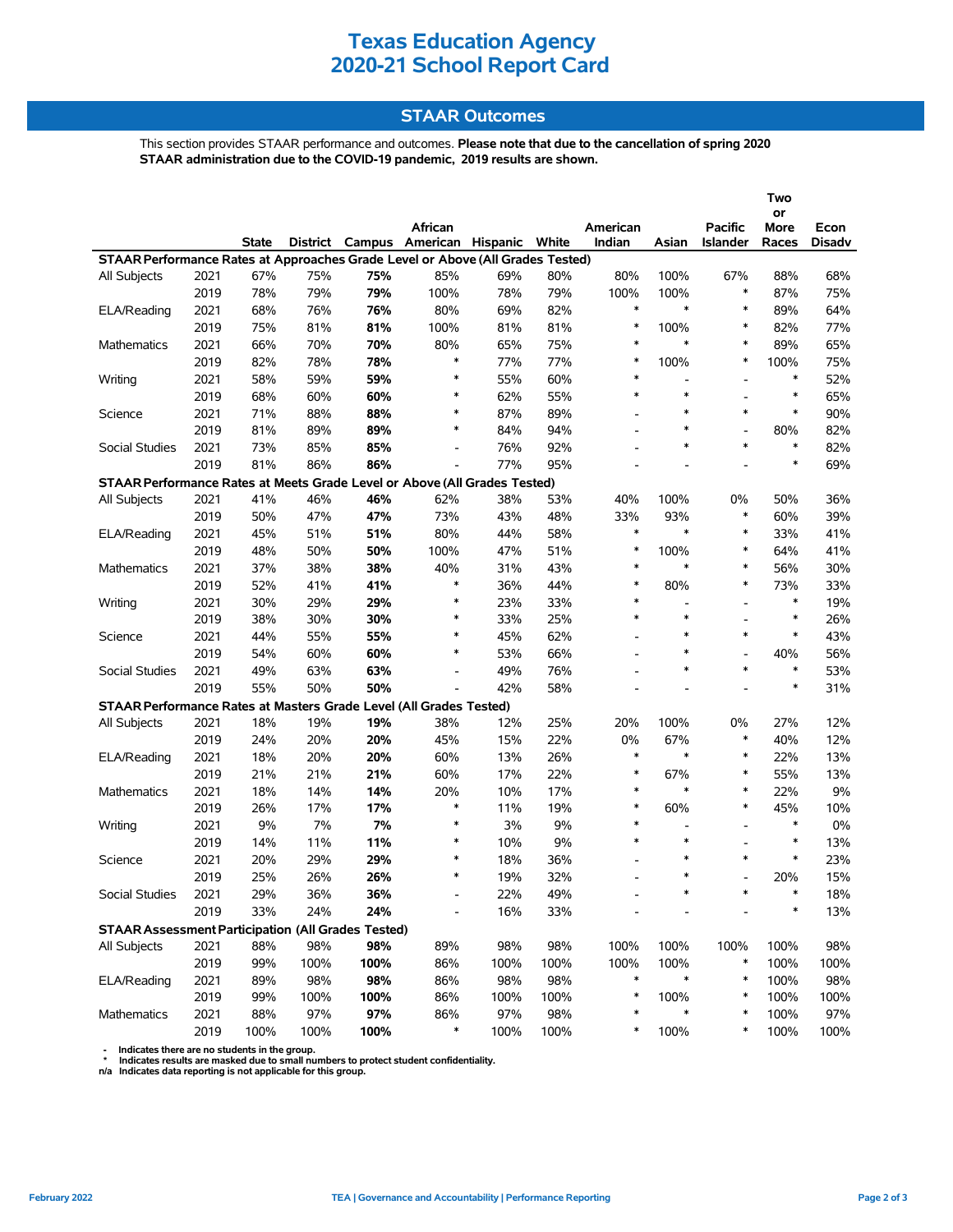# Texas Education Agency
# 2020-21 School Report Card

## STAAR Outcomes

This section provides STAAR performance and outcomes. **Please note that due to the cancellation of spring 2020 STAAR administration due to the COVID-19 pandemic, 2019 results are shown.**

| | | State | District | Campus | African American | Hispanic | White | American Indian | Asian | Pacific Islander | Two or More Races | Econ Disadv |
|---|---|---|---|---|---|---|---|---|---|---|---|---|
| **STAAR Performance Rates at Approaches Grade Level or Above (All Grades Tested)** | | | | | | | | | | | | |
| All Subjects | 2021 | 67% | 75% | **75%** | 85% | 69% | 80% | 80% | 100% | 67% | 88% | 68% |
| | 2019 | 78% | 79% | **79%** | 100% | 78% | 79% | 100% | 100% | * | 87% | 75% |
| ELA/Reading | 2021 | 68% | 76% | **76%** | 80% | 69% | 82% | * | * | * | 89% | 64% |
| | 2019 | 75% | 81% | **81%** | 100% | 81% | 81% | * | 100% | * | 82% | 77% |
| Mathematics | 2021 | 66% | 70% | **70%** | 80% | 65% | 75% | * | * | * | 89% | 65% |
| | 2019 | 82% | 78% | **78%** | * | 77% | 77% | * | 100% | * | 100% | 75% |
| Writing | 2021 | 58% | 59% | **59%** | * | 55% | 60% | * | - | - | * | 52% |
| | 2019 | 68% | 60% | **60%** | * | 62% | 55% | * | * | - | * | 65% |
| Science | 2021 | 71% | 88% | **88%** | * | 87% | 89% | - | * | * | * | 90% |
| | 2019 | 81% | 89% | **89%** | * | 84% | 94% | - | * | - | 80% | 82% |
| Social Studies | 2021 | 73% | 85% | **85%** | - | 76% | 92% | - | * | * | * | 82% |
| | 2019 | 81% | 86% | **86%** | - | 77% | 95% | - | - | - | * | 69% |
| **STAAR Performance Rates at Meets Grade Level or Above (All Grades Tested)** | | | | | | | | | | | | |
| All Subjects | 2021 | 41% | 46% | **46%** | 62% | 38% | 53% | 40% | 100% | 0% | 50% | 36% |
| | 2019 | 50% | 47% | **47%** | 73% | 43% | 48% | 33% | 93% | * | 60% | 39% |
| ELA/Reading | 2021 | 45% | 51% | **51%** | 80% | 44% | 58% | * | * | * | 33% | 41% |
| | 2019 | 48% | 50% | **50%** | 100% | 47% | 51% | * | 100% | * | 64% | 41% |
| Mathematics | 2021 | 37% | 38% | **38%** | 40% | 31% | 43% | * | * | * | 56% | 30% |
| | 2019 | 52% | 41% | **41%** | * | 36% | 44% | * | 80% | * | 73% | 33% |
| Writing | 2021 | 30% | 29% | **29%** | * | 23% | 33% | * | - | - | * | 19% |
| | 2019 | 38% | 30% | **30%** | * | 33% | 25% | * | * | - | * | 26% |
| Science | 2021 | 44% | 55% | **55%** | * | 45% | 62% | - | * | * | * | 43% |
| | 2019 | 54% | 60% | **60%** | * | 53% | 66% | - | * | - | 40% | 56% |
| Social Studies | 2021 | 49% | 63% | **63%** | - | 49% | 76% | - | * | * | * | 53% |
| | 2019 | 55% | 50% | **50%** | - | 42% | 58% | - | - | - | * | 31% |
| **STAAR Performance Rates at Masters Grade Level (All Grades Tested)** | | | | | | | | | | | | |
| All Subjects | 2021 | 18% | 19% | **19%** | 38% | 12% | 25% | 20% | 100% | 0% | 27% | 12% |
| | 2019 | 24% | 20% | **20%** | 45% | 15% | 22% | 0% | 67% | * | 40% | 12% |
| ELA/Reading | 2021 | 18% | 20% | **20%** | 60% | 13% | 26% | * | * | * | 22% | 13% |
| | 2019 | 21% | 21% | **21%** | 60% | 17% | 22% | * | 67% | * | 55% | 13% |
| Mathematics | 2021 | 18% | 14% | **14%** | 20% | 10% | 17% | * | * | * | 22% | 9% |
| | 2019 | 26% | 17% | **17%** | * | 11% | 19% | * | 60% | * | 45% | 10% |
| Writing | 2021 | 9% | 7% | **7%** | * | 3% | 9% | * | - | - | * | 0% |
| | 2019 | 14% | 11% | **11%** | * | 10% | 9% | * | * | - | * | 13% |
| Science | 2021 | 20% | 29% | **29%** | * | 18% | 36% | - | * | * | * | 23% |
| | 2019 | 25% | 26% | **26%** | * | 19% | 32% | - | * | - | 20% | 15% |
| Social Studies | 2021 | 29% | 36% | **36%** | - | 22% | 49% | - | * | * | * | 18% |
| | 2019 | 33% | 24% | **24%** | - | 16% | 33% | - | - | - | * | 13% |
| **STAAR Assessment Participation (All Grades Tested)** | | | | | | | | | | | | |
| All Subjects | 2021 | 88% | 98% | **98%** | 89% | 98% | 98% | 100% | 100% | 100% | 100% | 98% |
| | 2019 | 99% | 100% | **100%** | 86% | 100% | 100% | 100% | 100% | * | 100% | 100% |
| ELA/Reading | 2021 | 89% | 98% | **98%** | 86% | 98% | 98% | * | * | * | 100% | 98% |
| | 2019 | 99% | 100% | **100%** | 86% | 100% | 100% | * | 100% | * | 100% | 100% |
| Mathematics | 2021 | 88% | 97% | **97%** | 86% | 97% | 98% | * | * | * | 100% | 97% |
| | 2019 | 100% | 100% | **100%** | * | 100% | 100% | * | 100% | * | 100% | 100% |

- \- Indicates there are no students in the group.
- \* Indicates results are masked due to small numbers to protect student confidentiality.
- n/a Indicates data reporting is not applicable for this group.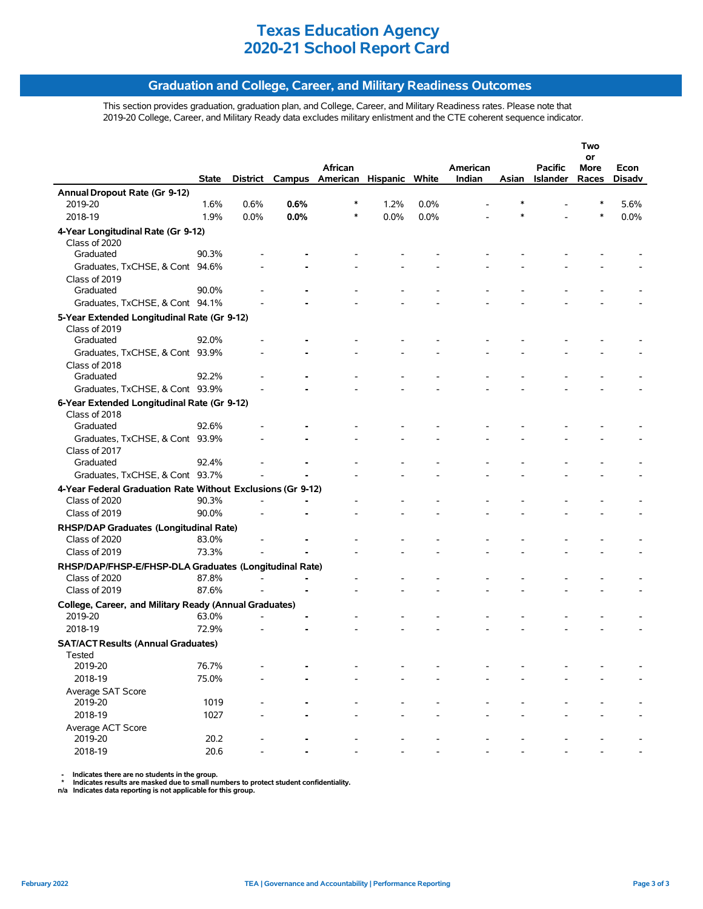# Texas Education Agency
# 2020-21 School Report Card

## Graduation and College, Career, and Military Readiness Outcomes

This section provides graduation, graduation plan, and College, Career, and Military Readiness rates. Please note that 2019-20 College, Career, and Military Ready data excludes military enlistment and the CTE coherent sequence indicator.

| | State | District | Campus | African American | Hispanic | White | American Indian | Asian | Pacific Islander | Two or More Races | Econ Disadv |
|---|---|---|---|---|---|---|---|---|---|---|---|
| **Annual Dropout Rate (Gr 9-12)** | | | | | | | | | | | |
| 2019-20 | 1.6% | 0.6% | **0.6%** | * | 1.2% | 0.0% | - | * | - | * | 5.6% |
| 2018-19 | 1.9% | 0.0% | **0.0%** | * | 0.0% | 0.0% | - | * | - | * | 0.0% |
| **4-Year Longitudinal Rate (Gr 9-12)** | | | | | | | | | | | |
| Class of 2020 | | | | | | | | | | | |
| Graduated | 90.3% | - | **-** | - | - | - | - | - | - | - | - |
| Graduates, TxCHSE, & Cont | 94.6% | - | **-** | - | - | - | - | - | - | - | - |
| Class of 2019 | | | | | | | | | | | |
| Graduated | 90.0% | - | **-** | - | - | - | - | - | - | - | - |
| Graduates, TxCHSE, & Cont | 94.1% | - | **-** | - | - | - | - | - | - | - | - |
| **5-Year Extended Longitudinal Rate (Gr 9-12)** | | | | | | | | | | | |
| Class of 2019 | | | | | | | | | | | |
| Graduated | 92.0% | - | **-** | - | - | - | - | - | - | - | - |
| Graduates, TxCHSE, & Cont | 93.9% | - | **-** | - | - | - | - | - | - | - | - |
| Class of 2018 | | | | | | | | | | | |
| Graduated | 92.2% | - | **-** | - | - | - | - | - | - | - | - |
| Graduates, TxCHSE, & Cont | 93.9% | - | **-** | - | - | - | - | - | - | - | - |
| **6-Year Extended Longitudinal Rate (Gr 9-12)** | | | | | | | | | | | |
| Class of 2018 | | | | | | | | | | | |
| Graduated | 92.6% | - | **-** | - | - | - | - | - | - | - | - |
| Graduates, TxCHSE, & Cont | 93.9% | - | **-** | - | - | - | - | - | - | - | - |
| Class of 2017 | | | | | | | | | | | |
| Graduated | 92.4% | - | **-** | - | - | - | - | - | - | - | - |
| Graduates, TxCHSE, & Cont | 93.7% | - | **-** | - | - | - | - | - | - | - | - |
| **4-Year Federal Graduation Rate Without Exclusions (Gr 9-12)** | | | | | | | | | | | |
| Class of 2020 | 90.3% | - | **-** | - | - | - | - | - | - | - | - |
| Class of 2019 | 90.0% | - | **-** | - | - | - | - | - | - | - | - |
| **RHSP/DAP Graduates (Longitudinal Rate)** | | | | | | | | | | | |
| Class of 2020 | 83.0% | - | **-** | - | - | - | - | - | - | - | - |
| Class of 2019 | 73.3% | - | **-** | - | - | - | - | - | - | - | - |
| **RHSP/DAP/FHSP-E/FHSP-DLA Graduates (Longitudinal Rate)** | | | | | | | | | | | |
| Class of 2020 | 87.8% | - | **-** | - | - | - | - | - | - | - | - |
| Class of 2019 | 87.6% | - | **-** | - | - | - | - | - | - | - | - |
| **College, Career, and Military Ready (Annual Graduates)** | | | | | | | | | | | |
| 2019-20 | 63.0% | - | **-** | - | - | - | - | - | - | - | - |
| 2018-19 | 72.9% | - | **-** | - | - | - | - | - | - | - | - |
| **SAT/ACT Results (Annual Graduates)** | | | | | | | | | | | |
| Tested | | | | | | | | | | | |
| 2019-20 | 76.7% | - | **-** | - | - | - | - | - | - | - | - |
| 2018-19 | 75.0% | - | **-** | - | - | - | - | - | - | - | - |
| Average SAT Score | | | | | | | | | | | |
| 2019-20 | 1019 | - | **-** | - | - | - | - | - | - | - | - |
| 2018-19 | 1027 | - | **-** | - | - | - | - | - | - | - | - |
| Average ACT Score | | | | | | | | | | | |
| 2019-20 | 20.2 | - | **-** | - | - | - | - | - | - | - | - |
| 2018-19 | 20.6 | - | **-** | - | - | - | - | - | - | - | - |

**-** Indicates there are no students in the group.
**\*** Indicates results are masked due to small numbers to protect student confidentiality.
**n/a** Indicates data reporting is not applicable for this group.